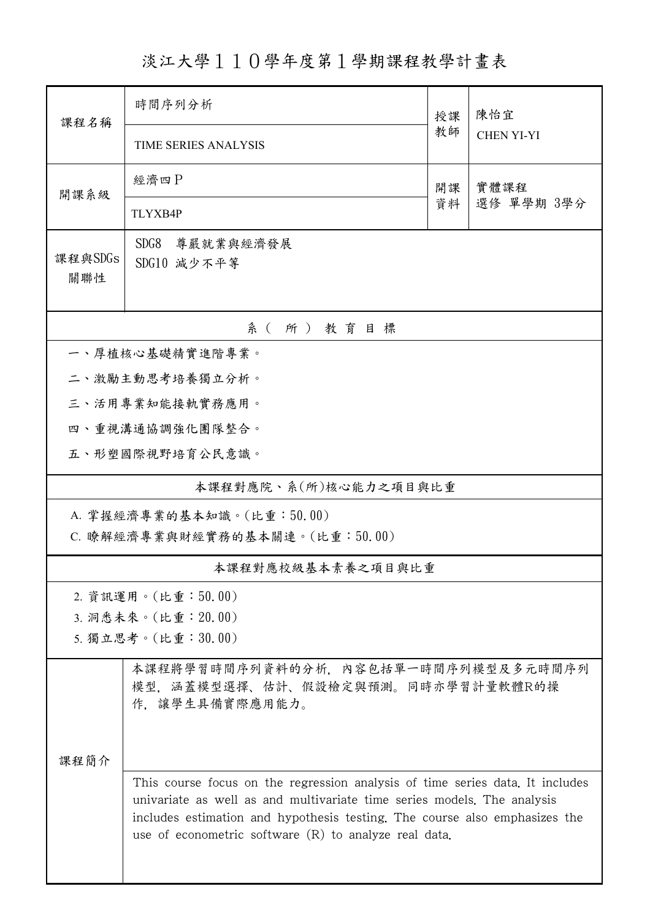# 淡江大學１１０學年度第１學期課程教學計畫表

| 課程名稱 | 時間序列分析 | 授課教師 | 陳怡宜 |
|---|---|---|---|
| | TIME SERIES ANALYSIS | | CHEN YI-YI |
| 開課系級 | 經濟四Ｐ | 開課資料 | 實體課程<br>選修 單學期 3學分 |
| | TLYXB4P | | |
| 課程與SDGs關聯性 | SDG8　尊嚴就業與經濟發展<br>SDG10 減少不平等 | | |

## 系（所）教育目標

一、厚植核心基礎精實進階專業。

二、激勵主動思考培養獨立分析。

三、活用專業知能接軌實務應用。

四、重視溝通協調強化團隊整合。

五、形塑國際視野培育公民意識。

## 本課程對應院、系(所)核心能力之項目與比重

A. 掌握經濟專業的基本知識。(比重：50.00)

C. 瞭解經濟專業與財經實務的基本關連。(比重：50.00)

## 本課程對應校級基本素養之項目與比重

2. 資訊運用。(比重：50.00)

3. 洞悉未來。(比重：20.00)

5. 獨立思考。(比重：30.00)

## 課程簡介

本課程將學習時間序列資料的分析，內容包括單一時間序列模型及多元時間序列模型，涵蓋模型選擇、估計、假設檢定與預測。同時亦學習計量軟體R的操作，讓學生具備實際應用能力。

This course focus on the regression analysis of time series data. It includes univariate as well as and multivariate time series models. The analysis includes estimation and hypothesis testing. The course also emphasizes the use of econometric software (R) to analyze real data.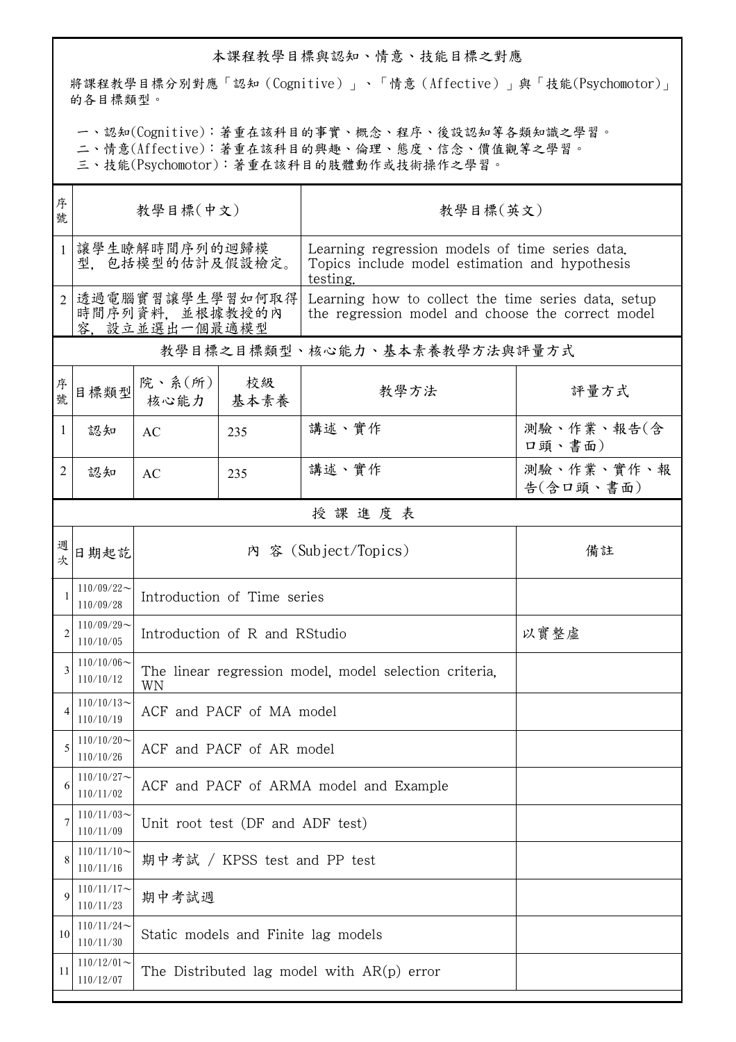## 本課程教學目標與認知、情意、技能目標之對應

將課程教學目標分別對應「認知（Cognitive）」、「情意（Affective）」與「技能(Psychomotor)」的各目標類型。

一、認知(Cognitive)：著重在該科目的事實、概念、程序、後設認知等各類知識之學習。
二、情意(Affective)：著重在該科目的興趣、倫理、態度、信念、價值觀等之學習。
三、技能(Psychomotor)：著重在該科目的肢體動作或技術操作之學習。

| 序號 | 教學目標(中文) | 教學目標(英文) |
|---|---|---|
| 1 | 讓學生瞭解時間序列的迴歸模型，包括模型的估計及假設檢定。 | Learning regression models of time series data. Topics include model estimation and hypothesis testing. |
| 2 | 透過電腦實習讓學生學習如何取得時間序列資料，並根據教授的內容，設立並選出一個最適模型 | Learning how to collect the time series data, setup the regression model and choose the correct model |

## 教學目標之目標類型、核心能力、基本素養教學方法與評量方式

| 序號 | 目標類型 | 院、系(所)核心能力 | 校級基本素養 | 教學方法 | 評量方式 |
|---|---|---|---|---|---|
| 1 | 認知 | AC | 235 | 講述、實作 | 測驗、作業、報告(含口頭、書面) |
| 2 | 認知 | AC | 235 | 講述、實作 | 測驗、作業、實作、報告(含口頭、書面) |

## 授 課 進 度 表

| 週次 | 日期起訖 | 內 容 (Subject/Topics) | 備註 |
|---|---|---|---|
| 1 | 110/09/22～110/09/28 | Introduction of Time series | |
| 2 | 110/09/29～110/10/05 | Introduction of R and RStudio | 以實整虛 |
| 3 | 110/10/06～110/10/12 | The linear regression model, model selection criteria, WN | |
| 4 | 110/10/13～110/10/19 | ACF and PACF of MA model | |
| 5 | 110/10/20～110/10/26 | ACF and PACF of AR model | |
| 6 | 110/10/27～110/11/02 | ACF and PACF of ARMA model and Example | |
| 7 | 110/11/03～110/11/09 | Unit root test (DF and ADF test) | |
| 8 | 110/11/10～110/11/16 | 期中考試 / KPSS test and PP test | |
| 9 | 110/11/17～110/11/23 | 期中考試週 | |
| 10 | 110/11/24～110/11/30 | Static models and Finite lag models | |
| 11 | 110/12/01～110/12/07 | The Distributed lag model with AR(p) error | |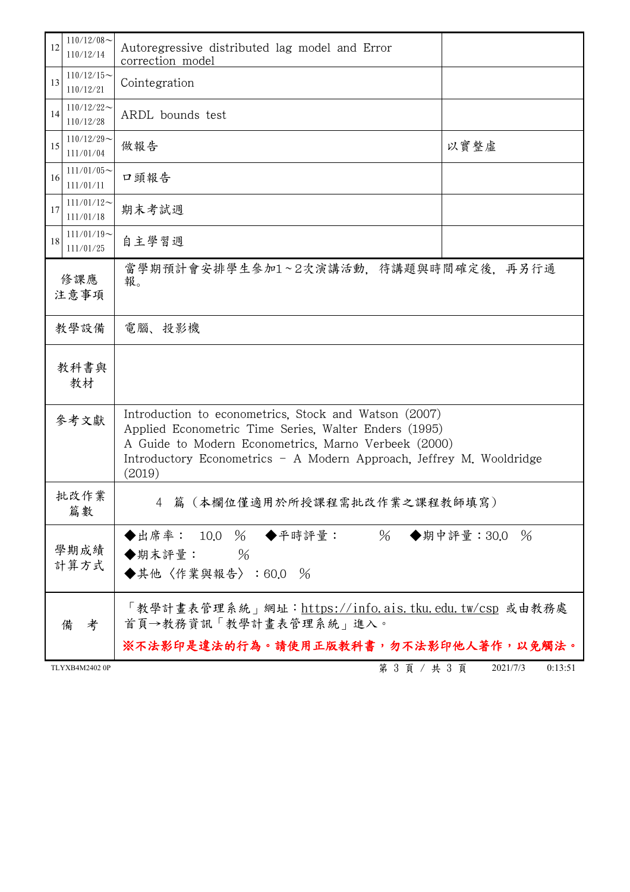| | | | |
|---|---|---|---|
| 12 | 110/12/08～<br>110/12/14 | Autoregressive distributed lag model and Error correction model | |
| 13 | 110/12/15～<br>110/12/21 | Cointegration | |
| 14 | 110/12/22～<br>110/12/28 | ARDL bounds test | |
| 15 | 110/12/29～<br>111/01/04 | 做報告 | 以實整虛 |
| 16 | 111/01/05～<br>111/01/11 | 口頭報告 | |
| 17 | 111/01/12～<br>111/01/18 | 期末考試週 | |
| 18 | 111/01/19～<br>111/01/25 | 自主學習週 | |

| | |
|---|---|
| 修課應注意事項 | 當學期預計會安排學生參加1～2次演講活動，待講題與時間確定後，再另行通報。 |
| 教學設備 | 電腦、投影機 |
| 教科書與教材 | |
| 參考文獻 | Introduction to econometrics, Stock and Watson (2007)<br>Applied Econometric Time Series, Walter Enders (1995)<br>A Guide to Modern Econometrics, Marno Verbeek (2000)<br>Introductory Econometrics – A Modern Approach, Jeffrey M. Wooldridge (2019) |
| 批改作業篇數 | 4 篇（本欄位僅適用於所授課程需批改作業之課程教師填寫） |
| 學期成績計算方式 | ◆出席率： 10.0 %　◆平時評量：　%　◆期中評量：30.0 %<br>◆期末評量：　%<br>◆其他〈作業與報告〉：60.0 % |
| 備　考 | 「教學計畫表管理系統」網址：https://info.ais.tku.edu.tw/csp 或由教務處首頁→教務資訊「教學計畫表管理系統」進入。<br>**※不法影印是違法的行為。請使用正版教科書，勿不法影印他人著作，以免觸法。** |

TLYXB4M2402 0P　2021/7/3　0:13:51